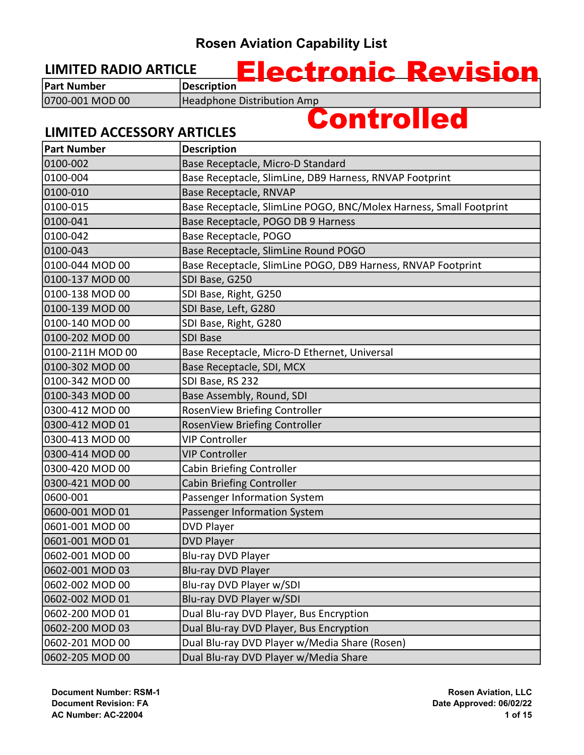# Rosen Aviation Capability List

**Electronic Revision Controlled**

## LIMITED RADIO ARTICLE

| Part Number | Description |
|---|---|
| 0700-001 MOD 00 | Headphone Distribution Amp |

## LIMITED ACCESSORY ARTICLES

| Part Number | Description |
|---|---|
| 0100-002 | Base Receptacle, Micro-D Standard |
| 0100-004 | Base Receptacle, SlimLine, DB9 Harness, RNVAP Footprint |
| 0100-010 | Base Receptacle, RNVAP |
| 0100-015 | Base Receptacle, SlimLine POGO, BNC/Molex Harness, Small Footprint |
| 0100-041 | Base Receptacle, POGO DB 9 Harness |
| 0100-042 | Base Receptacle, POGO |
| 0100-043 | Base Receptacle, SlimLine Round POGO |
| 0100-044 MOD 00 | Base Receptacle, SlimLine POGO, DB9 Harness, RNVAP Footprint |
| 0100-137 MOD 00 | SDI Base, G250 |
| 0100-138 MOD 00 | SDI Base, Right, G250 |
| 0100-139 MOD 00 | SDI Base, Left, G280 |
| 0100-140 MOD 00 | SDI Base, Right, G280 |
| 0100-202 MOD 00 | SDI Base |
| 0100-211H MOD 00 | Base Receptacle, Micro-D Ethernet, Universal |
| 0100-302 MOD 00 | Base Receptacle, SDI, MCX |
| 0100-342 MOD 00 | SDI Base, RS 232 |
| 0100-343 MOD 00 | Base Assembly, Round, SDI |
| 0300-412 MOD 00 | RosenView Briefing Controller |
| 0300-412 MOD 01 | RosenView Briefing Controller |
| 0300-413 MOD 00 | VIP Controller |
| 0300-414 MOD 00 | VIP Controller |
| 0300-420 MOD 00 | Cabin Briefing Controller |
| 0300-421 MOD 00 | Cabin Briefing Controller |
| 0600-001 | Passenger Information System |
| 0600-001 MOD 01 | Passenger Information System |
| 0601-001 MOD 00 | DVD Player |
| 0601-001 MOD 01 | DVD Player |
| 0602-001 MOD 00 | Blu-ray DVD Player |
| 0602-001 MOD 03 | Blu-ray DVD Player |
| 0602-002 MOD 00 | Blu-ray DVD Player w/SDI |
| 0602-002 MOD 01 | Blu-ray DVD Player w/SDI |
| 0602-200 MOD 01 | Dual Blu-ray DVD Player, Bus Encryption |
| 0602-200 MOD 03 | Dual Blu-ray DVD Player, Bus Encryption |
| 0602-201 MOD 00 | Dual Blu-ray DVD Player w/Media Share (Rosen) |
| 0602-205 MOD 00 | Dual Blu-ray DVD Player w/Media Share |

**Document Number: RSM-1**
**Document Revision: FA**
**AC Number: AC-22004**

**Rosen Aviation, LLC**
**Date Approved: 06/02/22**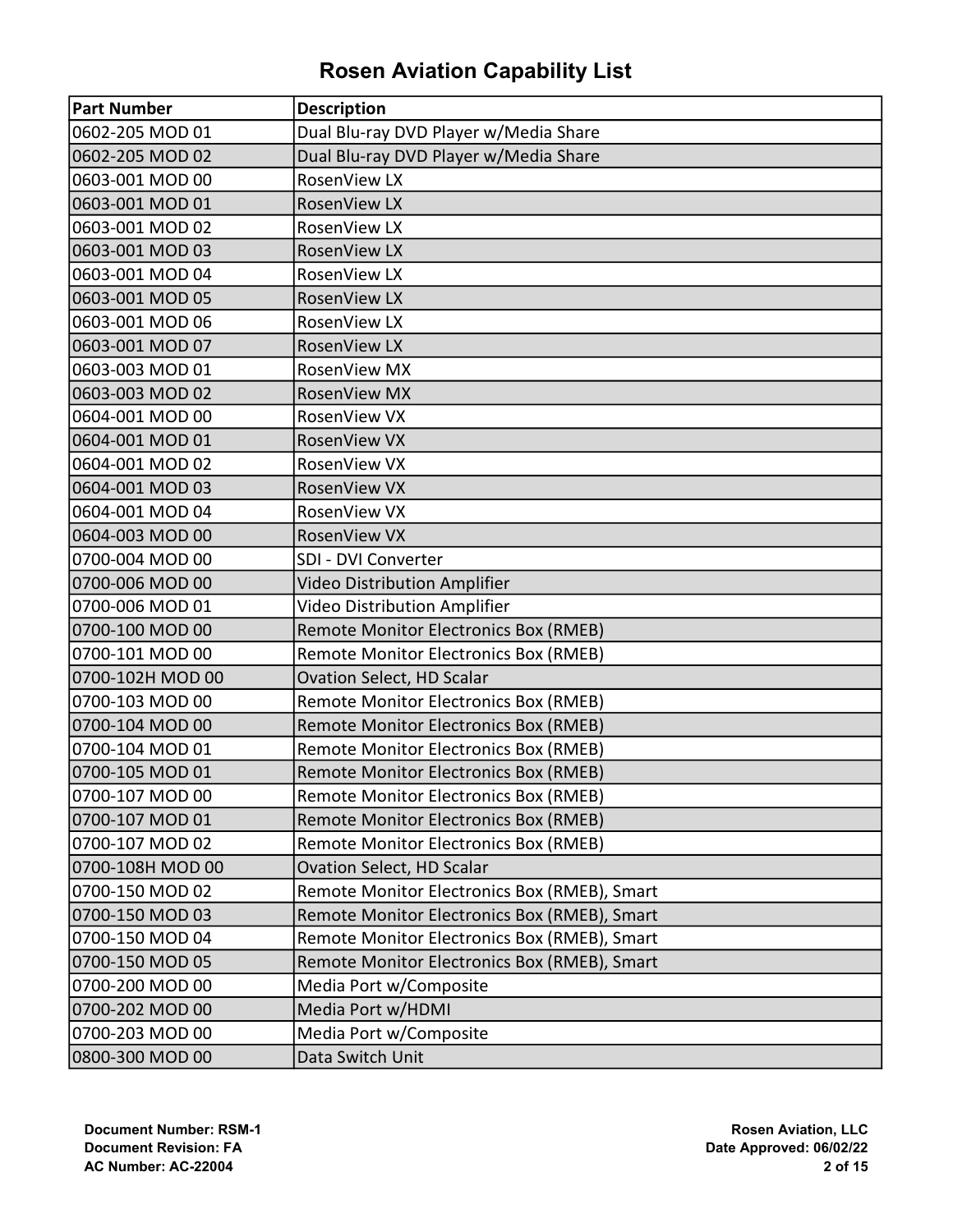# Rosen Aviation Capability List

| Part Number | Description |
|---|---|
| 0602-205 MOD 01 | Dual Blu-ray DVD Player w/Media Share |
| 0602-205 MOD 02 | Dual Blu-ray DVD Player w/Media Share |
| 0603-001 MOD 00 | RosenView LX |
| 0603-001 MOD 01 | RosenView LX |
| 0603-001 MOD 02 | RosenView LX |
| 0603-001 MOD 03 | RosenView LX |
| 0603-001 MOD 04 | RosenView LX |
| 0603-001 MOD 05 | RosenView LX |
| 0603-001 MOD 06 | RosenView LX |
| 0603-001 MOD 07 | RosenView LX |
| 0603-003 MOD 01 | RosenView MX |
| 0603-003 MOD 02 | RosenView MX |
| 0604-001 MOD 00 | RosenView VX |
| 0604-001 MOD 01 | RosenView VX |
| 0604-001 MOD 02 | RosenView VX |
| 0604-001 MOD 03 | RosenView VX |
| 0604-001 MOD 04 | RosenView VX |
| 0604-003 MOD 00 | RosenView VX |
| 0700-004 MOD 00 | SDI - DVI Converter |
| 0700-006 MOD 00 | Video Distribution Amplifier |
| 0700-006 MOD 01 | Video Distribution Amplifier |
| 0700-100 MOD 00 | Remote Monitor Electronics Box (RMEB) |
| 0700-101 MOD 00 | Remote Monitor Electronics Box (RMEB) |
| 0700-102H MOD 00 | Ovation Select, HD Scalar |
| 0700-103 MOD 00 | Remote Monitor Electronics Box (RMEB) |
| 0700-104 MOD 00 | Remote Monitor Electronics Box (RMEB) |
| 0700-104 MOD 01 | Remote Monitor Electronics Box (RMEB) |
| 0700-105 MOD 01 | Remote Monitor Electronics Box (RMEB) |
| 0700-107 MOD 00 | Remote Monitor Electronics Box (RMEB) |
| 0700-107 MOD 01 | Remote Monitor Electronics Box (RMEB) |
| 0700-107 MOD 02 | Remote Monitor Electronics Box (RMEB) |
| 0700-108H MOD 00 | Ovation Select, HD Scalar |
| 0700-150 MOD 02 | Remote Monitor Electronics Box (RMEB), Smart |
| 0700-150 MOD 03 | Remote Monitor Electronics Box (RMEB), Smart |
| 0700-150 MOD 04 | Remote Monitor Electronics Box (RMEB), Smart |
| 0700-150 MOD 05 | Remote Monitor Electronics Box (RMEB), Smart |
| 0700-200 MOD 00 | Media Port w/Composite |
| 0700-202 MOD 00 | Media Port w/HDMI |
| 0700-203 MOD 00 | Media Port w/Composite |
| 0800-300 MOD 00 | Data Switch Unit |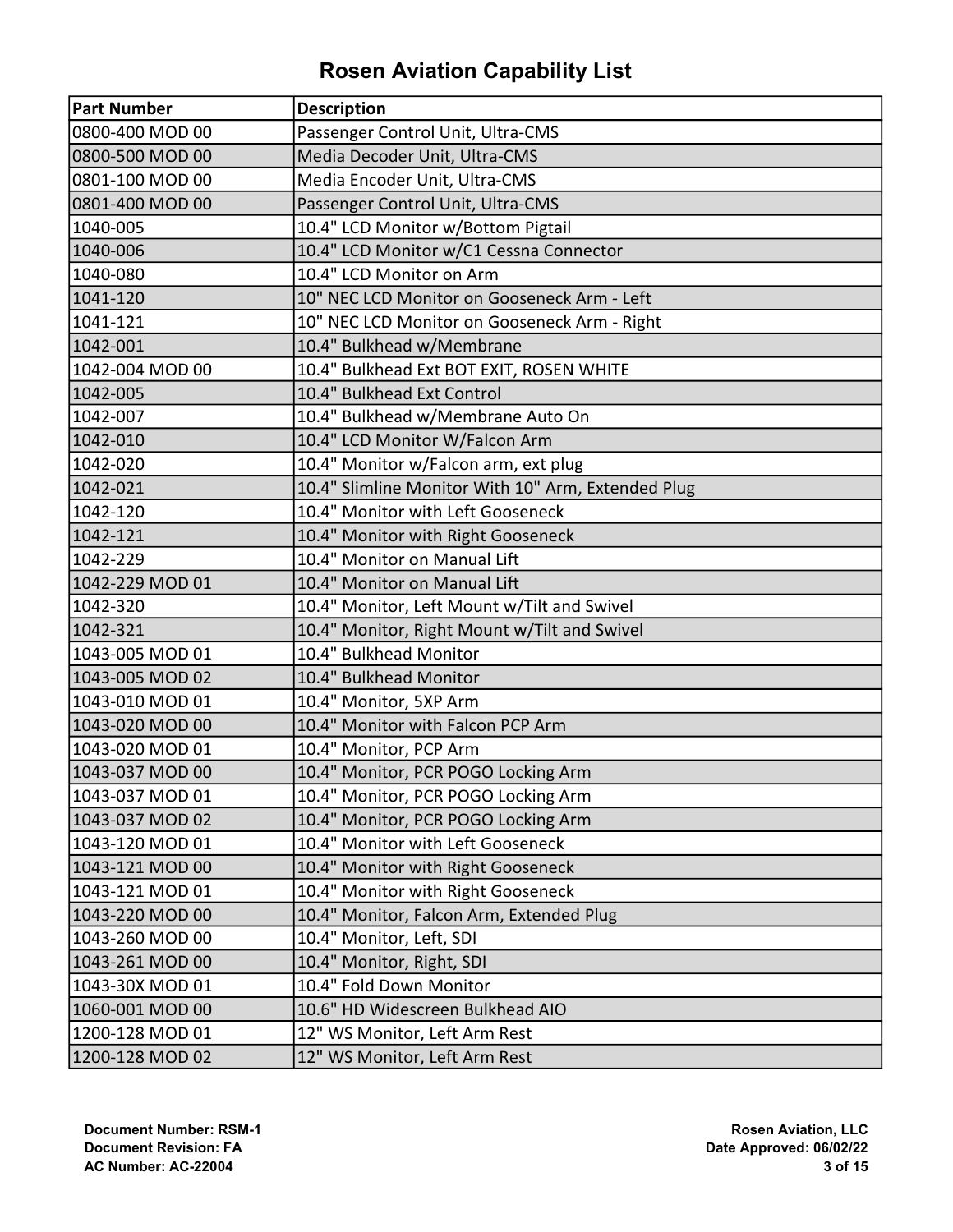# Rosen Aviation Capability List

| Part Number | Description |
|---|---|
| 0800-400 MOD 00 | Passenger Control Unit, Ultra-CMS |
| 0800-500 MOD 00 | Media Decoder Unit, Ultra-CMS |
| 0801-100 MOD 00 | Media Encoder Unit, Ultra-CMS |
| 0801-400 MOD 00 | Passenger Control Unit, Ultra-CMS |
| 1040-005 | 10.4" LCD Monitor w/Bottom Pigtail |
| 1040-006 | 10.4" LCD Monitor w/C1 Cessna Connector |
| 1040-080 | 10.4" LCD Monitor on Arm |
| 1041-120 | 10" NEC LCD Monitor on Gooseneck Arm - Left |
| 1041-121 | 10" NEC LCD Monitor on Gooseneck Arm - Right |
| 1042-001 | 10.4" Bulkhead w/Membrane |
| 1042-004 MOD 00 | 10.4" Bulkhead Ext BOT EXIT, ROSEN WHITE |
| 1042-005 | 10.4" Bulkhead Ext Control |
| 1042-007 | 10.4" Bulkhead w/Membrane Auto On |
| 1042-010 | 10.4" LCD Monitor W/Falcon Arm |
| 1042-020 | 10.4" Monitor w/Falcon arm, ext plug |
| 1042-021 | 10.4" Slimline Monitor With 10" Arm, Extended Plug |
| 1042-120 | 10.4" Monitor with Left Gooseneck |
| 1042-121 | 10.4" Monitor with Right Gooseneck |
| 1042-229 | 10.4" Monitor on Manual Lift |
| 1042-229 MOD 01 | 10.4" Monitor on Manual Lift |
| 1042-320 | 10.4" Monitor, Left Mount w/Tilt and Swivel |
| 1042-321 | 10.4" Monitor, Right Mount w/Tilt and Swivel |
| 1043-005 MOD 01 | 10.4" Bulkhead Monitor |
| 1043-005 MOD 02 | 10.4" Bulkhead Monitor |
| 1043-010 MOD 01 | 10.4" Monitor, 5XP Arm |
| 1043-020 MOD 00 | 10.4" Monitor with Falcon PCP Arm |
| 1043-020 MOD 01 | 10.4" Monitor, PCP Arm |
| 1043-037 MOD 00 | 10.4" Monitor, PCR POGO Locking Arm |
| 1043-037 MOD 01 | 10.4" Monitor, PCR POGO Locking Arm |
| 1043-037 MOD 02 | 10.4" Monitor, PCR POGO Locking Arm |
| 1043-120 MOD 01 | 10.4" Monitor with Left Gooseneck |
| 1043-121 MOD 00 | 10.4" Monitor with Right Gooseneck |
| 1043-121 MOD 01 | 10.4" Monitor with Right Gooseneck |
| 1043-220 MOD 00 | 10.4" Monitor, Falcon Arm, Extended Plug |
| 1043-260 MOD 00 | 10.4" Monitor, Left, SDI |
| 1043-261 MOD 00 | 10.4" Monitor, Right, SDI |
| 1043-30X MOD 01 | 10.4" Fold Down Monitor |
| 1060-001 MOD 00 | 10.6" HD Widescreen Bulkhead AIO |
| 1200-128 MOD 01 | 12" WS Monitor, Left Arm Rest |
| 1200-128 MOD 02 | 12" WS Monitor, Left Arm Rest |

**Document Number: RSM-1**
**Document Revision: FA**
**AC Number: AC-22004**

**Rosen Aviation, LLC**
**Date Approved: 06/02/22**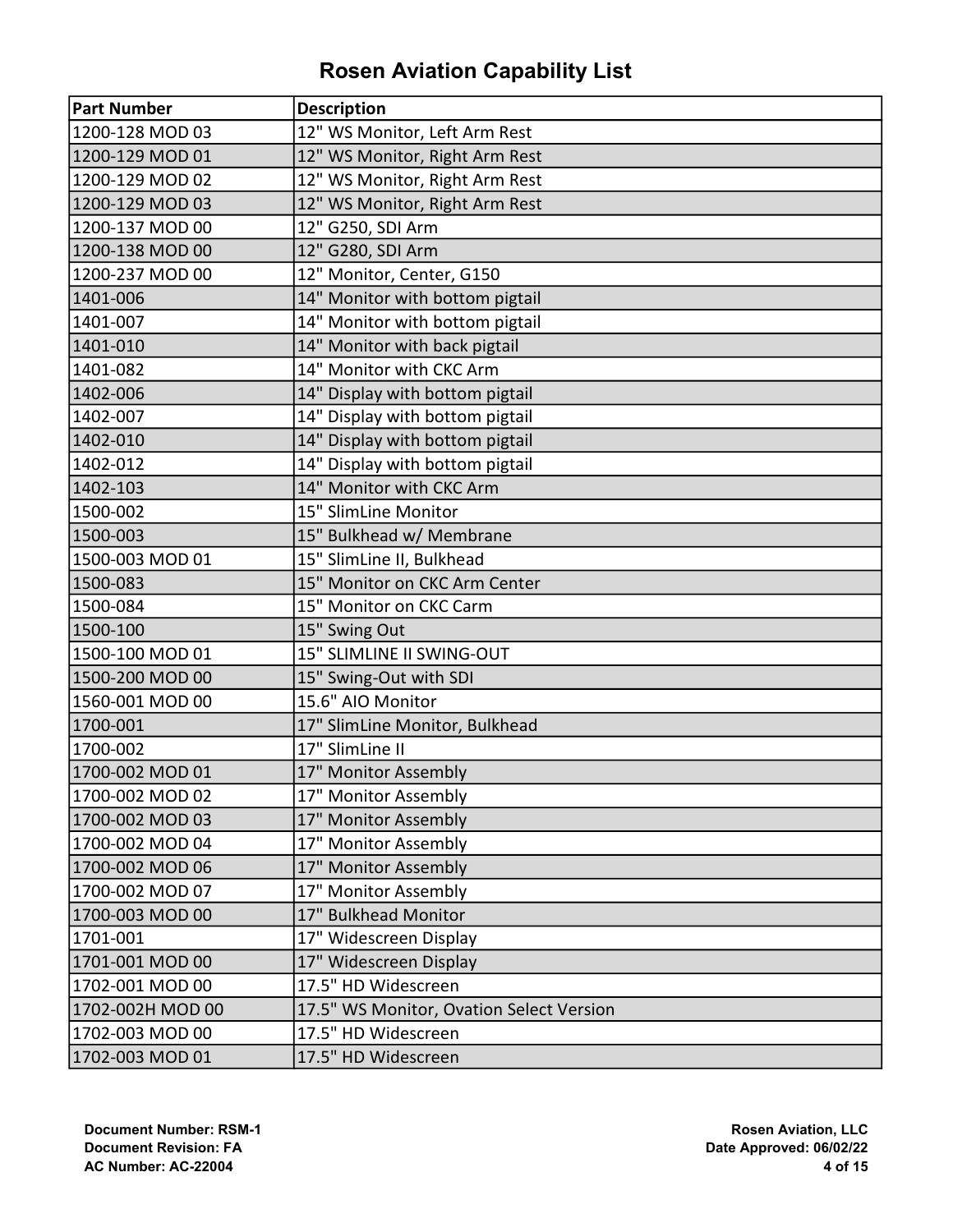# Rosen Aviation Capability List

| Part Number | Description |
|---|---|
| 1200-128 MOD 03 | 12" WS Monitor, Left Arm Rest |
| 1200-129 MOD 01 | 12" WS Monitor, Right Arm Rest |
| 1200-129 MOD 02 | 12" WS Monitor, Right Arm Rest |
| 1200-129 MOD 03 | 12" WS Monitor, Right Arm Rest |
| 1200-137 MOD 00 | 12" G250, SDI Arm |
| 1200-138 MOD 00 | 12" G280, SDI Arm |
| 1200-237 MOD 00 | 12" Monitor, Center, G150 |
| 1401-006 | 14" Monitor with bottom pigtail |
| 1401-007 | 14" Monitor with bottom pigtail |
| 1401-010 | 14" Monitor with back pigtail |
| 1401-082 | 14" Monitor with CKC Arm |
| 1402-006 | 14" Display with bottom pigtail |
| 1402-007 | 14" Display with bottom pigtail |
| 1402-010 | 14" Display with bottom pigtail |
| 1402-012 | 14" Display with bottom pigtail |
| 1402-103 | 14" Monitor with CKC Arm |
| 1500-002 | 15" SlimLine Monitor |
| 1500-003 | 15" Bulkhead w/ Membrane |
| 1500-003 MOD 01 | 15" SlimLine II, Bulkhead |
| 1500-083 | 15" Monitor on CKC Arm Center |
| 1500-084 | 15" Monitor on CKC Carm |
| 1500-100 | 15" Swing Out |
| 1500-100 MOD 01 | 15" SLIMLINE II SWING-OUT |
| 1500-200 MOD 00 | 15" Swing-Out with SDI |
| 1560-001 MOD 00 | 15.6" AIO Monitor |
| 1700-001 | 17" SlimLine Monitor, Bulkhead |
| 1700-002 | 17" SlimLine II |
| 1700-002 MOD 01 | 17" Monitor Assembly |
| 1700-002 MOD 02 | 17" Monitor Assembly |
| 1700-002 MOD 03 | 17" Monitor Assembly |
| 1700-002 MOD 04 | 17" Monitor Assembly |
| 1700-002 MOD 06 | 17" Monitor Assembly |
| 1700-002 MOD 07 | 17" Monitor Assembly |
| 1700-003 MOD 00 | 17" Bulkhead Monitor |
| 1701-001 | 17" Widescreen Display |
| 1701-001 MOD 00 | 17" Widescreen Display |
| 1702-001 MOD 00 | 17.5" HD Widescreen |
| 1702-002H MOD 00 | 17.5" WS Monitor, Ovation Select Version |
| 1702-003 MOD 00 | 17.5" HD Widescreen |
| 1702-003 MOD 01 | 17.5" HD Widescreen |

**Document Number: RSM-1**
**Document Revision: FA**
**AC Number: AC-22004**

**Rosen Aviation, LLC**
**Date Approved: 06/02/22**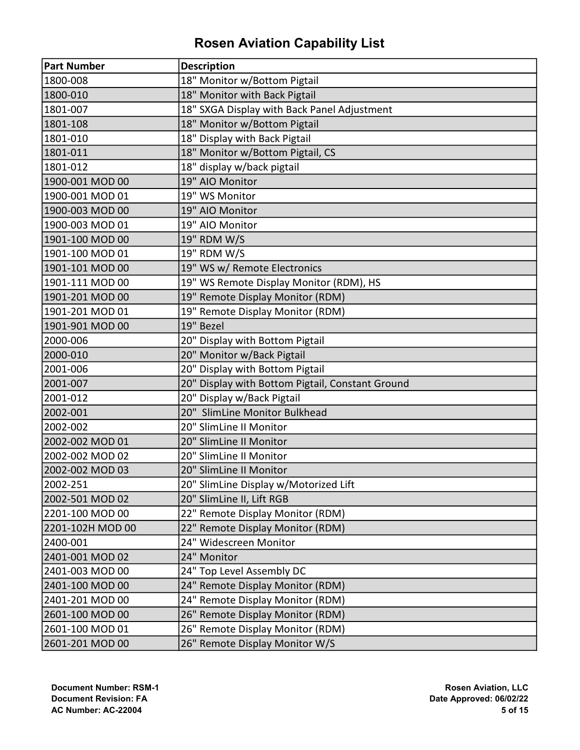# Rosen Aviation Capability List

| Part Number | Description |
|---|---|
| 1800-008 | 18" Monitor w/Bottom Pigtail |
| 1800-010 | 18" Monitor with Back Pigtail |
| 1801-007 | 18" SXGA Display with Back Panel Adjustment |
| 1801-108 | 18" Monitor w/Bottom Pigtail |
| 1801-010 | 18" Display with Back Pigtail |
| 1801-011 | 18" Monitor w/Bottom Pigtail, CS |
| 1801-012 | 18" display w/back pigtail |
| 1900-001 MOD 00 | 19" AIO Monitor |
| 1900-001 MOD 01 | 19" WS Monitor |
| 1900-003 MOD 00 | 19" AIO Monitor |
| 1900-003 MOD 01 | 19" AIO Monitor |
| 1901-100 MOD 00 | 19" RDM W/S |
| 1901-100 MOD 01 | 19" RDM W/S |
| 1901-101 MOD 00 | 19" WS w/ Remote Electronics |
| 1901-111 MOD 00 | 19" WS Remote Display Monitor (RDM), HS |
| 1901-201 MOD 00 | 19" Remote Display Monitor (RDM) |
| 1901-201 MOD 01 | 19" Remote Display Monitor (RDM) |
| 1901-901 MOD 00 | 19" Bezel |
| 2000-006 | 20" Display with Bottom Pigtail |
| 2000-010 | 20" Monitor w/Back Pigtail |
| 2001-006 | 20" Display with Bottom Pigtail |
| 2001-007 | 20" Display with Bottom Pigtail, Constant Ground |
| 2001-012 | 20" Display w/Back Pigtail |
| 2002-001 | 20"  SlimLine Monitor Bulkhead |
| 2002-002 | 20" SlimLine II Monitor |
| 2002-002 MOD 01 | 20" SlimLine II Monitor |
| 2002-002 MOD 02 | 20" SlimLine II Monitor |
| 2002-002 MOD 03 | 20" SlimLine II Monitor |
| 2002-251 | 20" SlimLine Display w/Motorized Lift |
| 2002-501 MOD 02 | 20" SlimLine II, Lift RGB |
| 2201-100 MOD 00 | 22" Remote Display Monitor (RDM) |
| 2201-102H MOD 00 | 22" Remote Display Monitor (RDM) |
| 2400-001 | 24" Widescreen Monitor |
| 2401-001 MOD 02 | 24" Monitor |
| 2401-003 MOD 00 | 24" Top Level Assembly DC |
| 2401-100 MOD 00 | 24" Remote Display Monitor (RDM) |
| 2401-201 MOD 00 | 24" Remote Display Monitor (RDM) |
| 2601-100 MOD 00 | 26" Remote Display Monitor (RDM) |
| 2601-100 MOD 01 | 26" Remote Display Monitor (RDM) |
| 2601-201 MOD 00 | 26" Remote Display Monitor W/S |

**Document Number: RSM-1**
**Document Revision: FA**
**AC Number: AC-22004**

**Rosen Aviation, LLC**
**Date Approved: 06/02/22**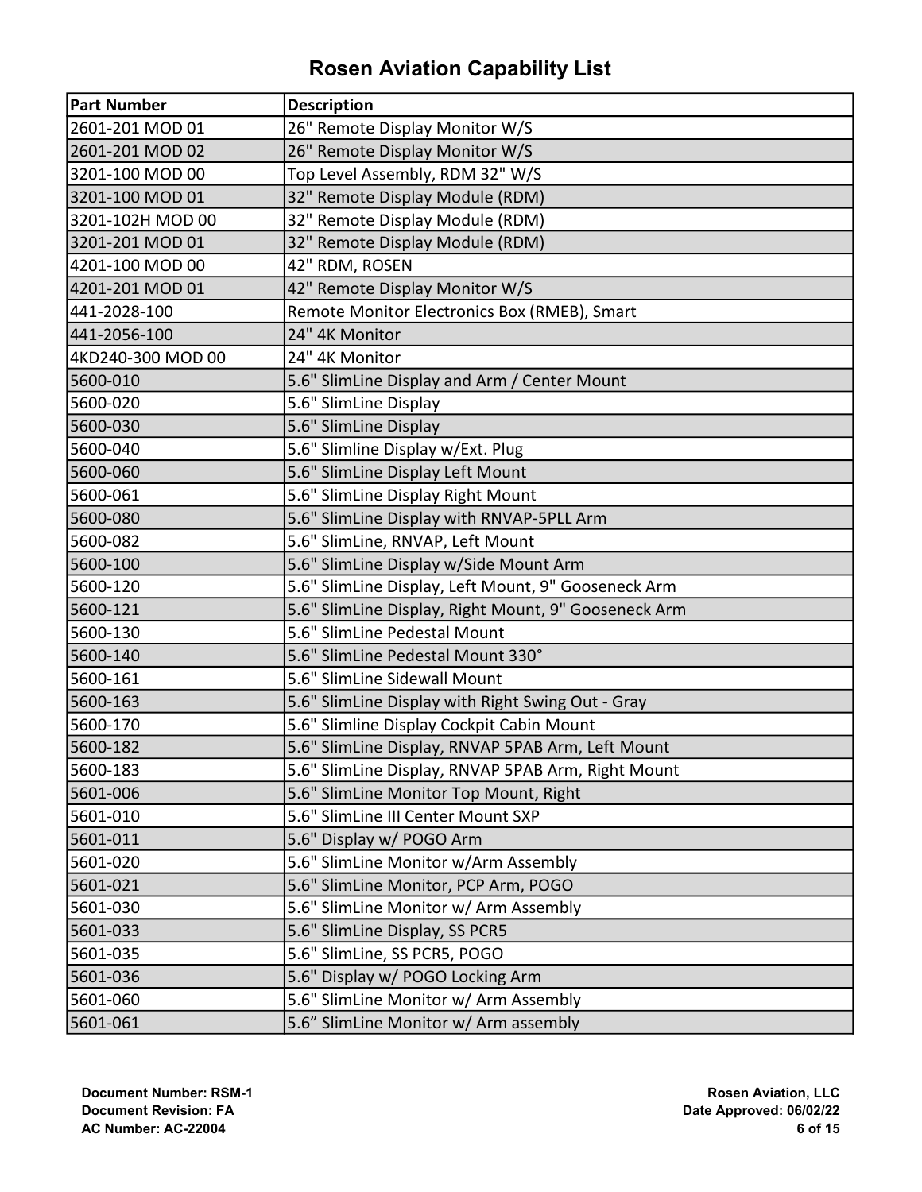# Rosen Aviation Capability List

| Part Number | Description |
|---|---|
| 2601-201 MOD 01 | 26" Remote Display Monitor W/S |
| 2601-201 MOD 02 | 26" Remote Display Monitor W/S |
| 3201-100 MOD 00 | Top Level Assembly, RDM 32" W/S |
| 3201-100 MOD 01 | 32" Remote Display Module (RDM) |
| 3201-102H MOD 00 | 32" Remote Display Module (RDM) |
| 3201-201 MOD 01 | 32" Remote Display Module (RDM) |
| 4201-100 MOD 00 | 42" RDM, ROSEN |
| 4201-201 MOD 01 | 42" Remote Display Monitor W/S |
| 441-2028-100 | Remote Monitor Electronics Box (RMEB), Smart |
| 441-2056-100 | 24" 4K Monitor |
| 4KD240-300 MOD 00 | 24" 4K Monitor |
| 5600-010 | 5.6" SlimLine Display and Arm / Center Mount |
| 5600-020 | 5.6" SlimLine Display |
| 5600-030 | 5.6" SlimLine Display |
| 5600-040 | 5.6" Slimline Display w/Ext. Plug |
| 5600-060 | 5.6" SlimLine Display Left Mount |
| 5600-061 | 5.6" SlimLine Display Right Mount |
| 5600-080 | 5.6" SlimLine Display with RNVAP-5PLL Arm |
| 5600-082 | 5.6" SlimLine, RNVAP, Left Mount |
| 5600-100 | 5.6" SlimLine Display w/Side Mount Arm |
| 5600-120 | 5.6" SlimLine Display, Left Mount, 9" Gooseneck Arm |
| 5600-121 | 5.6" SlimLine Display, Right Mount, 9" Gooseneck Arm |
| 5600-130 | 5.6" SlimLine Pedestal Mount |
| 5600-140 | 5.6" SlimLine Pedestal Mount 330° |
| 5600-161 | 5.6" SlimLine Sidewall Mount |
| 5600-163 | 5.6" SlimLine Display with Right Swing Out - Gray |
| 5600-170 | 5.6" Slimline Display Cockpit Cabin Mount |
| 5600-182 | 5.6" SlimLine Display, RNVAP 5PAB Arm, Left Mount |
| 5600-183 | 5.6" SlimLine Display, RNVAP 5PAB Arm, Right Mount |
| 5601-006 | 5.6" SlimLine Monitor Top Mount, Right |
| 5601-010 | 5.6" SlimLine III Center Mount SXP |
| 5601-011 | 5.6" Display w/ POGO Arm |
| 5601-020 | 5.6" SlimLine Monitor w/Arm Assembly |
| 5601-021 | 5.6" SlimLine Monitor, PCP Arm, POGO |
| 5601-030 | 5.6" SlimLine Monitor w/ Arm Assembly |
| 5601-033 | 5.6" SlimLine Display, SS PCR5 |
| 5601-035 | 5.6" SlimLine, SS PCR5, POGO |
| 5601-036 | 5.6" Display w/ POGO Locking Arm |
| 5601-060 | 5.6" SlimLine Monitor w/ Arm Assembly |
| 5601-061 | 5.6" SlimLine Monitor w/ Arm assembly |

**Document Number: RSM-1**
**Document Revision: FA**
**AC Number: AC-22004**

**Rosen Aviation, LLC**
**Date Approved: 06/02/22**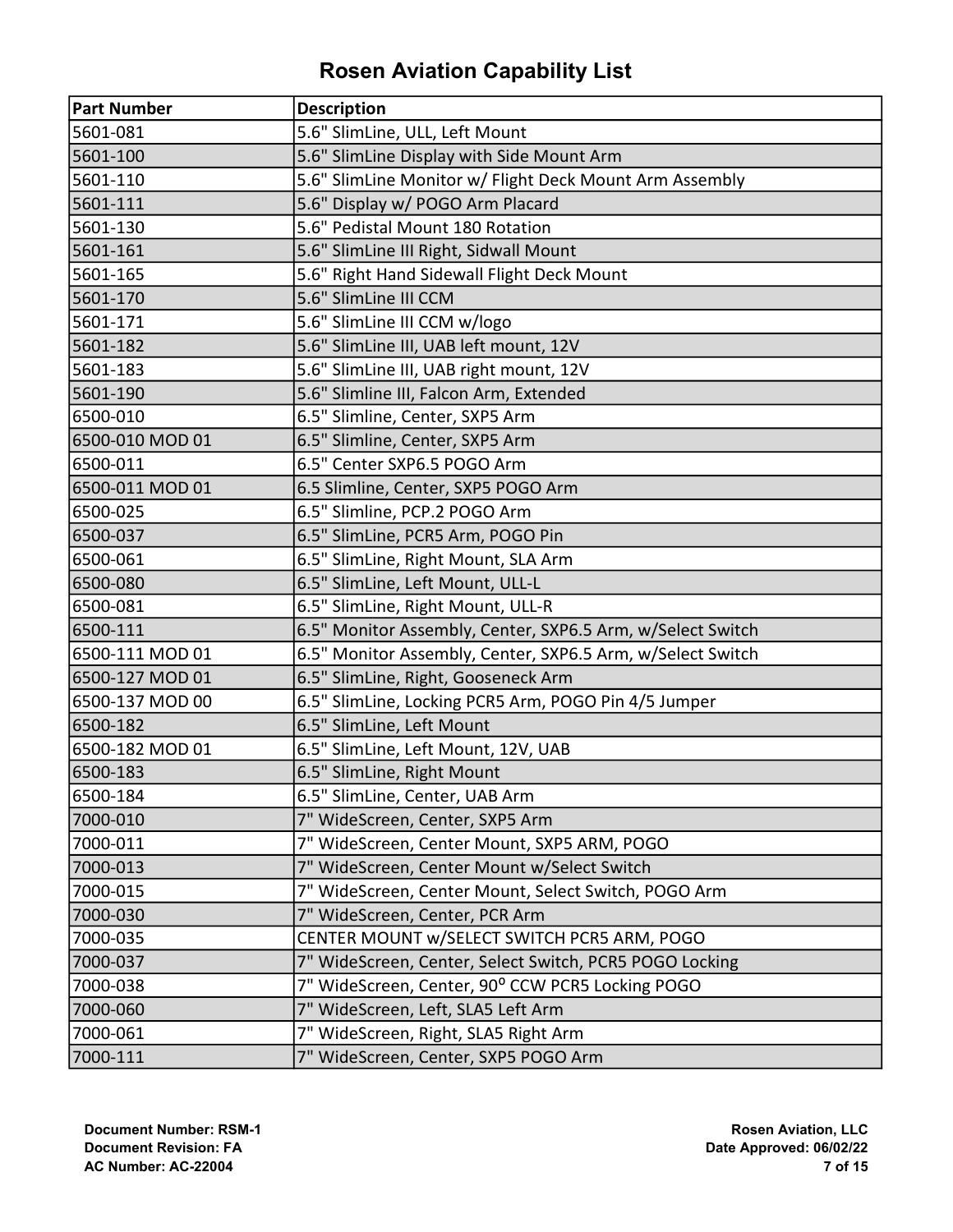# Rosen Aviation Capability List

| Part Number | Description |
|---|---|
| 5601-081 | 5.6" SlimLine, ULL, Left Mount |
| 5601-100 | 5.6" SlimLine Display with Side Mount Arm |
| 5601-110 | 5.6" SlimLine Monitor w/ Flight Deck Mount Arm Assembly |
| 5601-111 | 5.6" Display w/ POGO Arm Placard |
| 5601-130 | 5.6" Pedistal Mount 180 Rotation |
| 5601-161 | 5.6" SlimLine III Right, Sidwall Mount |
| 5601-165 | 5.6" Right Hand Sidewall Flight Deck Mount |
| 5601-170 | 5.6" SlimLine III CCM |
| 5601-171 | 5.6" SlimLine III CCM w/logo |
| 5601-182 | 5.6" SlimLine III, UAB left mount, 12V |
| 5601-183 | 5.6" SlimLine III, UAB right mount, 12V |
| 5601-190 | 5.6" Slimline III, Falcon Arm, Extended |
| 6500-010 | 6.5" Slimline, Center, SXP5 Arm |
| 6500-010 MOD 01 | 6.5" Slimline, Center, SXP5 Arm |
| 6500-011 | 6.5" Center SXP6.5 POGO Arm |
| 6500-011 MOD 01 | 6.5 Slimline, Center, SXP5 POGO Arm |
| 6500-025 | 6.5" Slimline, PCP.2 POGO Arm |
| 6500-037 | 6.5" SlimLine, PCR5 Arm, POGO Pin |
| 6500-061 | 6.5" SlimLine, Right Mount, SLA Arm |
| 6500-080 | 6.5" SlimLine, Left Mount, ULL-L |
| 6500-081 | 6.5" SlimLine, Right Mount, ULL-R |
| 6500-111 | 6.5" Monitor Assembly, Center, SXP6.5 Arm, w/Select Switch |
| 6500-111 MOD 01 | 6.5" Monitor Assembly, Center, SXP6.5 Arm, w/Select Switch |
| 6500-127 MOD 01 | 6.5" SlimLine, Right, Gooseneck Arm |
| 6500-137 MOD 00 | 6.5" SlimLine, Locking PCR5 Arm, POGO Pin 4/5 Jumper |
| 6500-182 | 6.5" SlimLine, Left Mount |
| 6500-182 MOD 01 | 6.5" SlimLine, Left Mount, 12V, UAB |
| 6500-183 | 6.5" SlimLine, Right Mount |
| 6500-184 | 6.5" SlimLine, Center, UAB Arm |
| 7000-010 | 7" WideScreen, Center, SXP5 Arm |
| 7000-011 | 7" WideScreen, Center Mount, SXP5 ARM, POGO |
| 7000-013 | 7" WideScreen, Center Mount w/Select Switch |
| 7000-015 | 7" WideScreen, Center Mount, Select Switch, POGO Arm |
| 7000-030 | 7" WideScreen, Center, PCR Arm |
| 7000-035 | CENTER MOUNT w/SELECT SWITCH PCR5 ARM, POGO |
| 7000-037 | 7" WideScreen, Center, Select Switch, PCR5 POGO Locking |
| 7000-038 | 7" WideScreen, Center, 90° CCW PCR5 Locking POGO |
| 7000-060 | 7" WideScreen, Left, SLA5 Left Arm |
| 7000-061 | 7" WideScreen, Right, SLA5 Right Arm |
| 7000-111 | 7" WideScreen, Center, SXP5 POGO Arm |

**Document Number: RSM-1**
**Document Revision: FA**
**AC Number: AC-22004**

**Rosen Aviation, LLC**
**Date Approved: 06/02/22**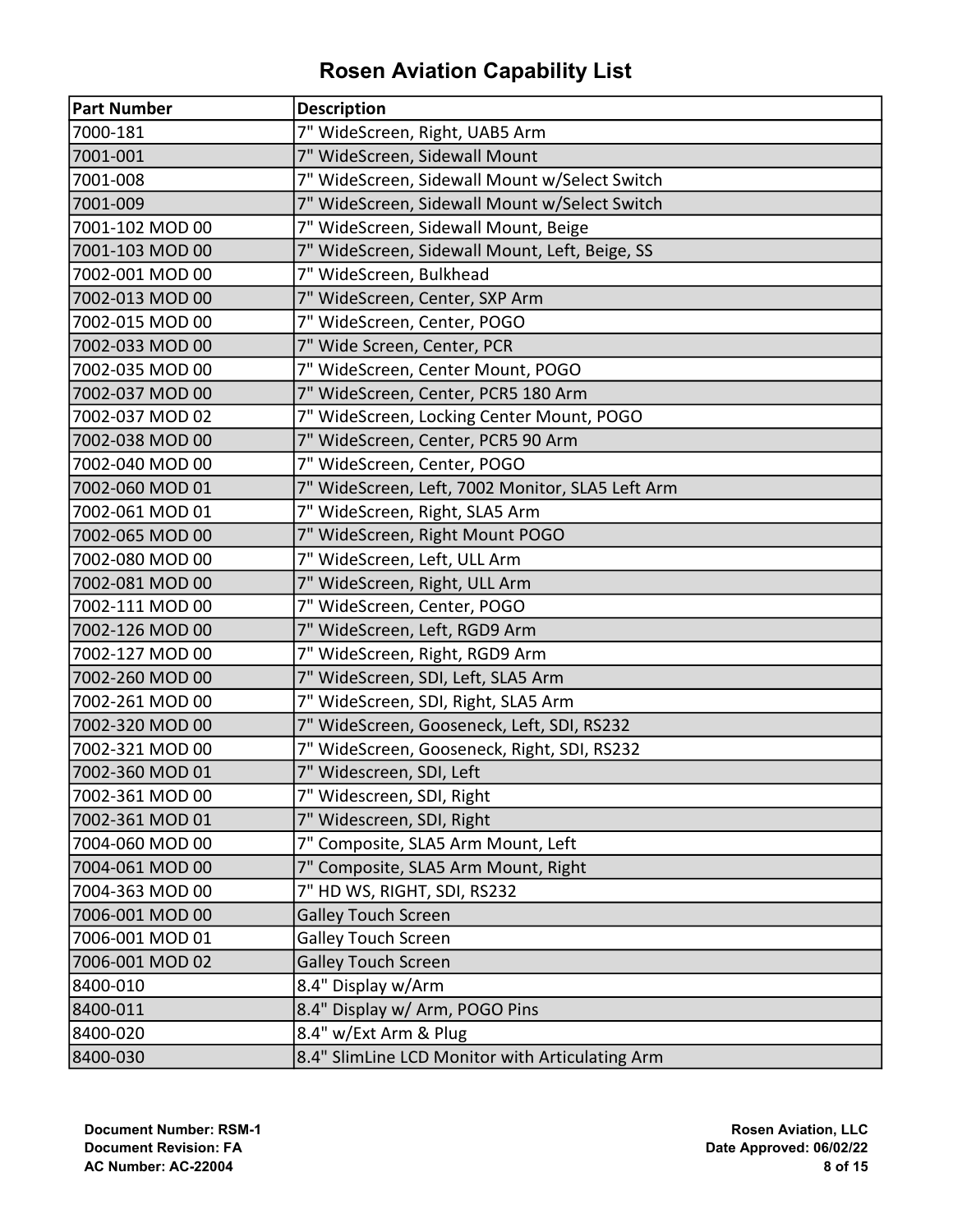# Rosen Aviation Capability List

| Part Number | Description |
|---|---|
| 7000-181 | 7" WideScreen, Right, UAB5 Arm |
| 7001-001 | 7" WideScreen, Sidewall Mount |
| 7001-008 | 7" WideScreen, Sidewall Mount w/Select Switch |
| 7001-009 | 7" WideScreen, Sidewall Mount w/Select Switch |
| 7001-102 MOD 00 | 7" WideScreen, Sidewall Mount, Beige |
| 7001-103 MOD 00 | 7" WideScreen, Sidewall Mount, Left, Beige, SS |
| 7002-001 MOD 00 | 7" WideScreen, Bulkhead |
| 7002-013 MOD 00 | 7" WideScreen, Center, SXP Arm |
| 7002-015 MOD 00 | 7" WideScreen, Center, POGO |
| 7002-033 MOD 00 | 7" Wide Screen, Center, PCR |
| 7002-035 MOD 00 | 7" WideScreen, Center Mount, POGO |
| 7002-037 MOD 00 | 7" WideScreen, Center, PCR5 180 Arm |
| 7002-037 MOD 02 | 7" WideScreen, Locking Center Mount, POGO |
| 7002-038 MOD 00 | 7" WideScreen, Center, PCR5 90 Arm |
| 7002-040 MOD 00 | 7" WideScreen, Center, POGO |
| 7002-060 MOD 01 | 7" WideScreen, Left, 7002 Monitor, SLA5 Left Arm |
| 7002-061 MOD 01 | 7" WideScreen, Right, SLA5 Arm |
| 7002-065 MOD 00 | 7" WideScreen, Right Mount POGO |
| 7002-080 MOD 00 | 7" WideScreen, Left, ULL Arm |
| 7002-081 MOD 00 | 7" WideScreen, Right, ULL Arm |
| 7002-111 MOD 00 | 7" WideScreen, Center, POGO |
| 7002-126 MOD 00 | 7" WideScreen, Left, RGD9 Arm |
| 7002-127 MOD 00 | 7" WideScreen, Right, RGD9 Arm |
| 7002-260 MOD 00 | 7" WideScreen, SDI, Left, SLA5 Arm |
| 7002-261 MOD 00 | 7" WideScreen, SDI, Right, SLA5 Arm |
| 7002-320 MOD 00 | 7" WideScreen, Gooseneck, Left, SDI, RS232 |
| 7002-321 MOD 00 | 7" WideScreen, Gooseneck, Right, SDI, RS232 |
| 7002-360 MOD 01 | 7" Widescreen, SDI, Left |
| 7002-361 MOD 00 | 7" Widescreen, SDI, Right |
| 7002-361 MOD 01 | 7" Widescreen, SDI, Right |
| 7004-060 MOD 00 | 7" Composite, SLA5 Arm Mount, Left |
| 7004-061 MOD 00 | 7" Composite, SLA5 Arm Mount, Right |
| 7004-363 MOD 00 | 7" HD WS, RIGHT, SDI, RS232 |
| 7006-001 MOD 00 | Galley Touch Screen |
| 7006-001 MOD 01 | Galley Touch Screen |
| 7006-001 MOD 02 | Galley Touch Screen |
| 8400-010 | 8.4" Display w/Arm |
| 8400-011 | 8.4" Display w/ Arm, POGO Pins |
| 8400-020 | 8.4" w/Ext Arm & Plug |
| 8400-030 | 8.4" SlimLine LCD Monitor with Articulating Arm |

**Document Number: RSM-1**
**Document Revision: FA**
**AC Number: AC-22004**

**Rosen Aviation, LLC**
**Date Approved: 06/02/22**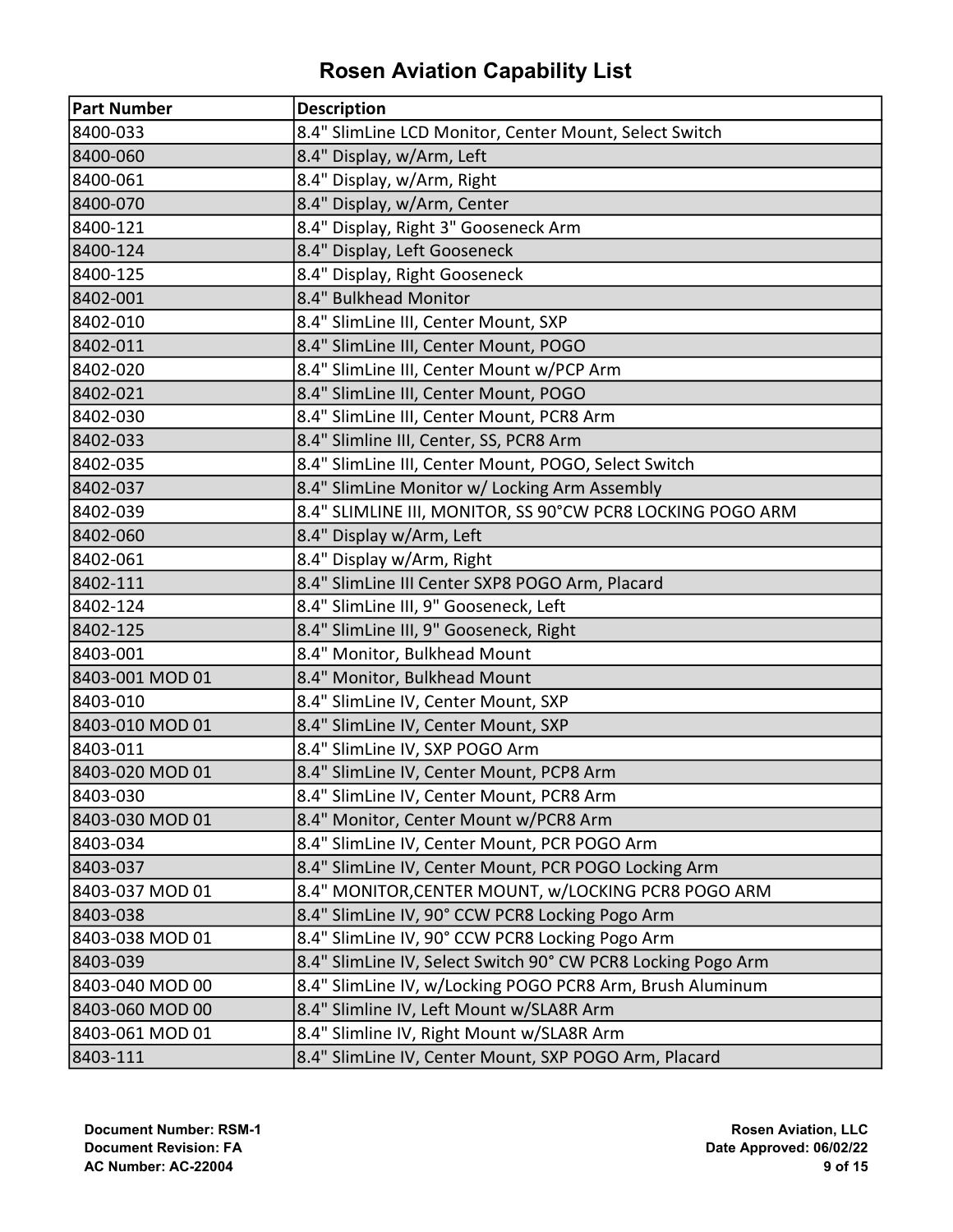# Rosen Aviation Capability List

| Part Number | Description |
|---|---|
| 8400-033 | 8.4" SlimLine LCD Monitor, Center Mount, Select Switch |
| 8400-060 | 8.4" Display, w/Arm, Left |
| 8400-061 | 8.4" Display, w/Arm, Right |
| 8400-070 | 8.4" Display, w/Arm, Center |
| 8400-121 | 8.4" Display, Right 3" Gooseneck Arm |
| 8400-124 | 8.4" Display, Left Gooseneck |
| 8400-125 | 8.4" Display, Right Gooseneck |
| 8402-001 | 8.4" Bulkhead Monitor |
| 8402-010 | 8.4" SlimLine III, Center Mount, SXP |
| 8402-011 | 8.4" SlimLine III, Center Mount, POGO |
| 8402-020 | 8.4" SlimLine III, Center Mount w/PCP Arm |
| 8402-021 | 8.4" SlimLine III, Center Mount, POGO |
| 8402-030 | 8.4" SlimLine III, Center Mount, PCR8 Arm |
| 8402-033 | 8.4" Slimline III, Center, SS, PCR8 Arm |
| 8402-035 | 8.4" SlimLine III, Center Mount, POGO, Select Switch |
| 8402-037 | 8.4" SlimLine Monitor w/ Locking Arm Assembly |
| 8402-039 | 8.4" SLIMLINE III, MONITOR, SS 90°CW PCR8 LOCKING POGO ARM |
| 8402-060 | 8.4" Display w/Arm, Left |
| 8402-061 | 8.4" Display w/Arm, Right |
| 8402-111 | 8.4" SlimLine III Center SXP8 POGO Arm, Placard |
| 8402-124 | 8.4" SlimLine III, 9" Gooseneck, Left |
| 8402-125 | 8.4" SlimLine III, 9" Gooseneck, Right |
| 8403-001 | 8.4" Monitor, Bulkhead Mount |
| 8403-001 MOD 01 | 8.4" Monitor, Bulkhead Mount |
| 8403-010 | 8.4" SlimLine IV, Center Mount, SXP |
| 8403-010 MOD 01 | 8.4" SlimLine IV, Center Mount, SXP |
| 8403-011 | 8.4" SlimLine IV, SXP POGO Arm |
| 8403-020 MOD 01 | 8.4" SlimLine IV, Center Mount, PCP8 Arm |
| 8403-030 | 8.4" SlimLine IV, Center Mount, PCR8 Arm |
| 8403-030 MOD 01 | 8.4" Monitor, Center Mount w/PCR8 Arm |
| 8403-034 | 8.4" SlimLine IV, Center Mount, PCR POGO Arm |
| 8403-037 | 8.4" SlimLine IV, Center Mount, PCR POGO Locking Arm |
| 8403-037 MOD 01 | 8.4" MONITOR,CENTER MOUNT, w/LOCKING PCR8 POGO ARM |
| 8403-038 | 8.4" SlimLine IV, 90° CCW PCR8 Locking Pogo Arm |
| 8403-038 MOD 01 | 8.4" SlimLine IV, 90° CCW PCR8 Locking Pogo Arm |
| 8403-039 | 8.4" SlimLine IV, Select Switch 90° CW PCR8 Locking Pogo Arm |
| 8403-040 MOD 00 | 8.4" SlimLine IV, w/Locking POGO PCR8 Arm, Brush Aluminum |
| 8403-060 MOD 00 | 8.4" Slimline IV, Left Mount w/SLA8R Arm |
| 8403-061 MOD 01 | 8.4" Slimline IV, Right Mount w/SLA8R Arm |
| 8403-111 | 8.4" SlimLine IV, Center Mount, SXP POGO Arm, Placard |

**Document Number: RSM-1**
**Document Revision: FA**
**AC Number: AC-22004**

**Rosen Aviation, LLC**
**Date Approved: 06/02/22**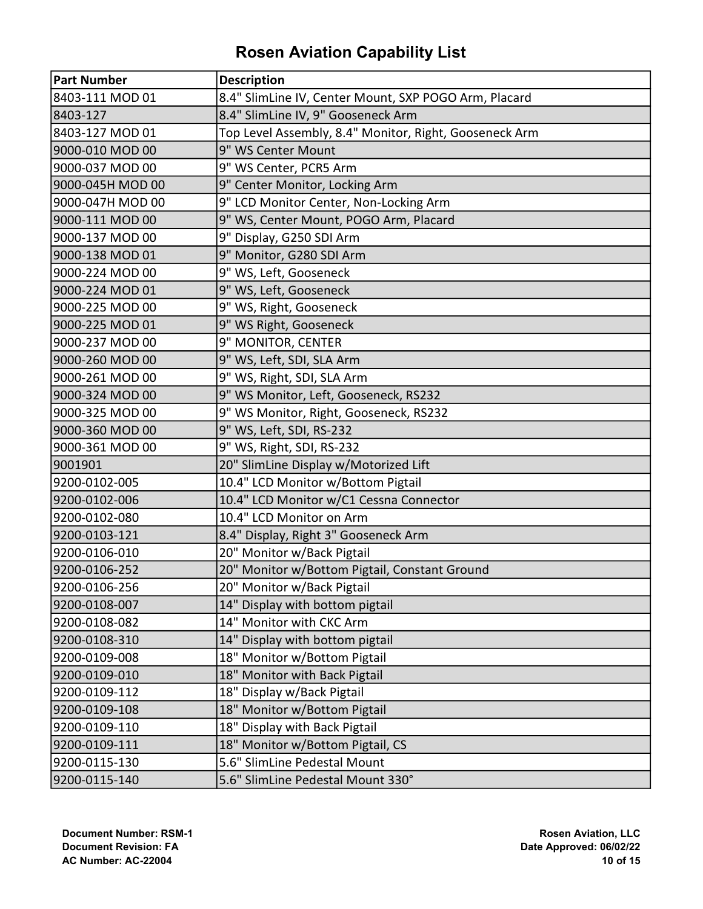# Rosen Aviation Capability List

| Part Number | Description |
|---|---|
| 8403-111 MOD 01 | 8.4" SlimLine IV, Center Mount, SXP POGO Arm, Placard |
| 8403-127 | 8.4" SlimLine IV, 9" Gooseneck Arm |
| 8403-127 MOD 01 | Top Level Assembly, 8.4" Monitor, Right, Gooseneck Arm |
| 9000-010 MOD 00 | 9" WS Center Mount |
| 9000-037 MOD 00 | 9" WS Center, PCR5 Arm |
| 9000-045H MOD 00 | 9" Center Monitor, Locking Arm |
| 9000-047H MOD 00 | 9" LCD Monitor Center, Non-Locking Arm |
| 9000-111 MOD 00 | 9" WS, Center Mount, POGO Arm, Placard |
| 9000-137 MOD 00 | 9" Display, G250 SDI Arm |
| 9000-138 MOD 01 | 9" Monitor, G280 SDI Arm |
| 9000-224 MOD 00 | 9" WS, Left, Gooseneck |
| 9000-224 MOD 01 | 9" WS, Left, Gooseneck |
| 9000-225 MOD 00 | 9" WS, Right, Gooseneck |
| 9000-225 MOD 01 | 9" WS Right, Gooseneck |
| 9000-237 MOD 00 | 9" MONITOR, CENTER |
| 9000-260 MOD 00 | 9" WS, Left, SDI, SLA Arm |
| 9000-261 MOD 00 | 9" WS, Right, SDI, SLA Arm |
| 9000-324 MOD 00 | 9" WS Monitor, Left, Gooseneck, RS232 |
| 9000-325 MOD 00 | 9" WS Monitor, Right, Gooseneck, RS232 |
| 9000-360 MOD 00 | 9" WS, Left, SDI, RS-232 |
| 9000-361 MOD 00 | 9" WS, Right, SDI, RS-232 |
| 9001901 | 20" SlimLine Display w/Motorized Lift |
| 9200-0102-005 | 10.4" LCD Monitor w/Bottom Pigtail |
| 9200-0102-006 | 10.4" LCD Monitor w/C1 Cessna Connector |
| 9200-0102-080 | 10.4" LCD Monitor on Arm |
| 9200-0103-121 | 8.4" Display, Right 3" Gooseneck Arm |
| 9200-0106-010 | 20" Monitor w/Back Pigtail |
| 9200-0106-252 | 20" Monitor w/Bottom Pigtail, Constant Ground |
| 9200-0106-256 | 20" Monitor w/Back Pigtail |
| 9200-0108-007 | 14" Display with bottom pigtail |
| 9200-0108-082 | 14" Monitor with CKC Arm |
| 9200-0108-310 | 14" Display with bottom pigtail |
| 9200-0109-008 | 18" Monitor w/Bottom Pigtail |
| 9200-0109-010 | 18" Monitor with Back Pigtail |
| 9200-0109-112 | 18" Display w/Back Pigtail |
| 9200-0109-108 | 18" Monitor w/Bottom Pigtail |
| 9200-0109-110 | 18" Display with Back Pigtail |
| 9200-0109-111 | 18" Monitor w/Bottom Pigtail, CS |
| 9200-0115-130 | 5.6" SlimLine Pedestal Mount |
| 9200-0115-140 | 5.6" SlimLine Pedestal Mount 330° |

**Document Number: RSM-1**
**Document Revision: FA**
**AC Number: AC-22004**

**Rosen Aviation, LLC**
**Date Approved: 06/02/22**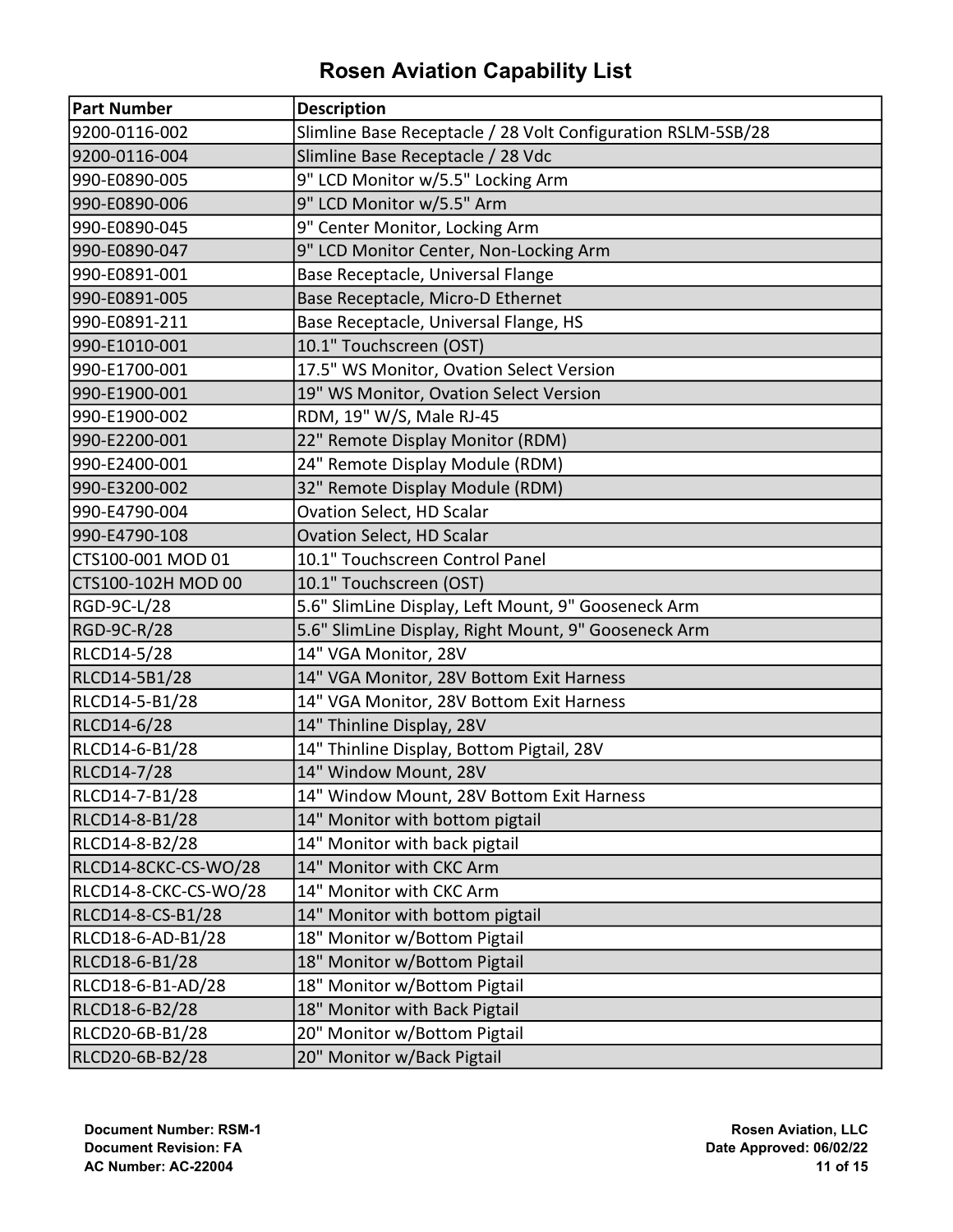# Rosen Aviation Capability List

| Part Number | Description |
|---|---|
| 9200-0116-002 | Slimline Base Receptacle / 28 Volt Configuration RSLM-5SB/28 |
| 9200-0116-004 | Slimline Base Receptacle / 28 Vdc |
| 990-E0890-005 | 9" LCD Monitor w/5.5" Locking Arm |
| 990-E0890-006 | 9" LCD Monitor w/5.5" Arm |
| 990-E0890-045 | 9" Center Monitor, Locking Arm |
| 990-E0890-047 | 9" LCD Monitor Center, Non-Locking Arm |
| 990-E0891-001 | Base Receptacle, Universal Flange |
| 990-E0891-005 | Base Receptacle, Micro-D Ethernet |
| 990-E0891-211 | Base Receptacle, Universal Flange, HS |
| 990-E1010-001 | 10.1" Touchscreen (OST) |
| 990-E1700-001 | 17.5" WS Monitor, Ovation Select Version |
| 990-E1900-001 | 19" WS Monitor, Ovation Select Version |
| 990-E1900-002 | RDM, 19" W/S, Male RJ-45 |
| 990-E2200-001 | 22" Remote Display Monitor (RDM) |
| 990-E2400-001 | 24" Remote Display Module (RDM) |
| 990-E3200-002 | 32" Remote Display Module (RDM) |
| 990-E4790-004 | Ovation Select, HD Scalar |
| 990-E4790-108 | Ovation Select, HD Scalar |
| CTS100-001 MOD 01 | 10.1" Touchscreen Control Panel |
| CTS100-102H MOD 00 | 10.1" Touchscreen (OST) |
| RGD-9C-L/28 | 5.6" SlimLine Display, Left Mount, 9" Gooseneck Arm |
| RGD-9C-R/28 | 5.6" SlimLine Display, Right Mount, 9" Gooseneck Arm |
| RLCD14-5/28 | 14" VGA Monitor, 28V |
| RLCD14-5B1/28 | 14" VGA Monitor, 28V Bottom Exit Harness |
| RLCD14-5-B1/28 | 14" VGA Monitor, 28V Bottom Exit Harness |
| RLCD14-6/28 | 14" Thinline Display, 28V |
| RLCD14-6-B1/28 | 14" Thinline Display, Bottom Pigtail, 28V |
| RLCD14-7/28 | 14" Window Mount, 28V |
| RLCD14-7-B1/28 | 14" Window Mount, 28V Bottom Exit Harness |
| RLCD14-8-B1/28 | 14" Monitor with bottom pigtail |
| RLCD14-8-B2/28 | 14" Monitor with back pigtail |
| RLCD14-8CKC-CS-WO/28 | 14" Monitor with CKC Arm |
| RLCD14-8-CKC-CS-WO/28 | 14" Monitor with CKC Arm |
| RLCD14-8-CS-B1/28 | 14" Monitor with bottom pigtail |
| RLCD18-6-AD-B1/28 | 18" Monitor w/Bottom Pigtail |
| RLCD18-6-B1/28 | 18" Monitor w/Bottom Pigtail |
| RLCD18-6-B1-AD/28 | 18" Monitor w/Bottom Pigtail |
| RLCD18-6-B2/28 | 18" Monitor with Back Pigtail |
| RLCD20-6B-B1/28 | 20" Monitor w/Bottom Pigtail |
| RLCD20-6B-B2/28 | 20" Monitor w/Back Pigtail |

**Document Number: RSM-1**
**Document Revision: FA**
**AC Number: AC-22004**

**Rosen Aviation, LLC**
**Date Approved: 06/02/22**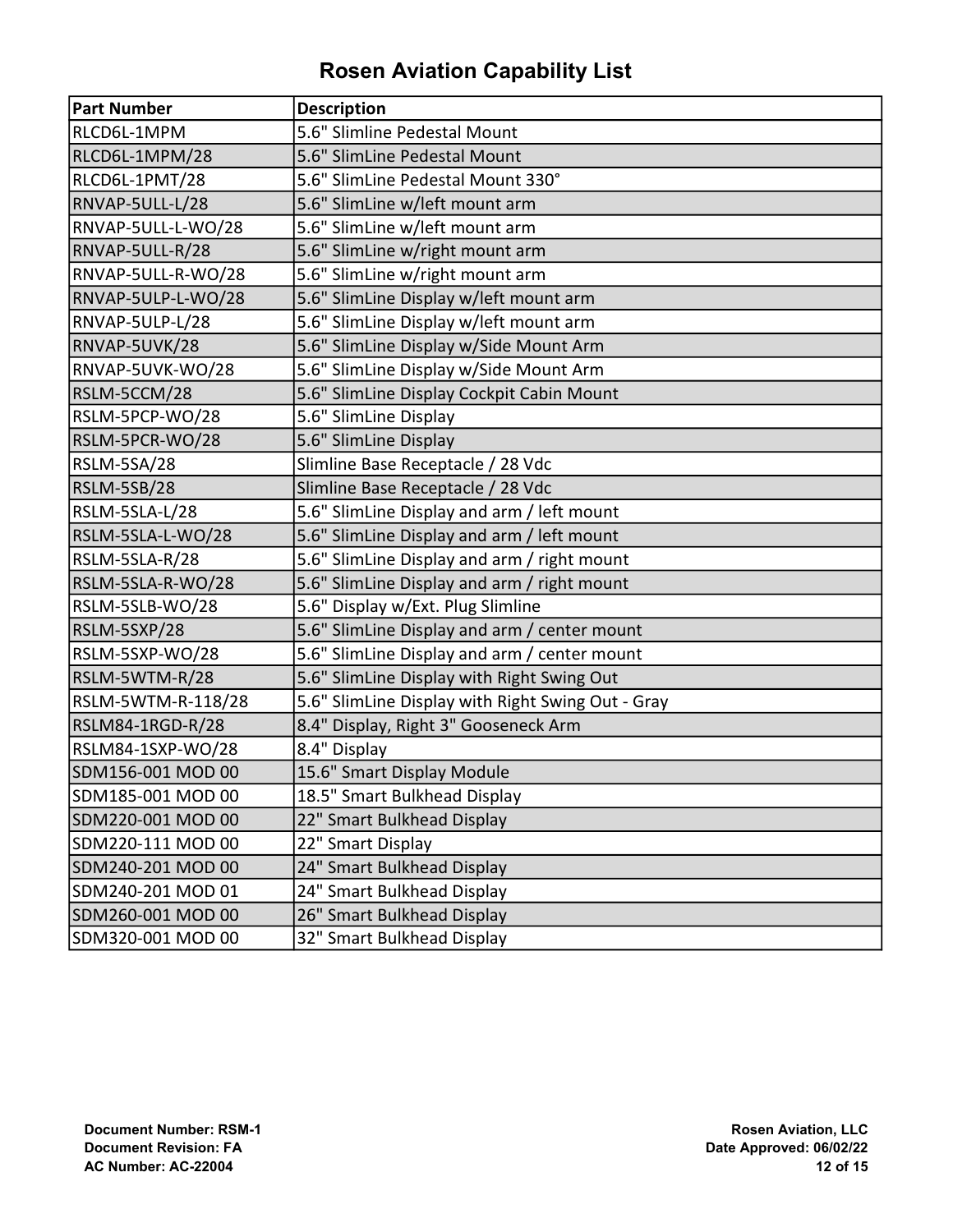# Rosen Aviation Capability List

| Part Number | Description |
|---|---|
| RLCD6L-1MPM | 5.6" Slimline Pedestal Mount |
| RLCD6L-1MPM/28 | 5.6" SlimLine Pedestal Mount |
| RLCD6L-1PMT/28 | 5.6" SlimLine Pedestal Mount 330° |
| RNVAP-5ULL-L/28 | 5.6" SlimLine w/left mount arm |
| RNVAP-5ULL-L-WO/28 | 5.6" SlimLine w/left mount arm |
| RNVAP-5ULL-R/28 | 5.6" SlimLine w/right mount arm |
| RNVAP-5ULL-R-WO/28 | 5.6" SlimLine w/right mount arm |
| RNVAP-5ULP-L-WO/28 | 5.6" SlimLine Display w/left mount arm |
| RNVAP-5ULP-L/28 | 5.6" SlimLine Display w/left mount arm |
| RNVAP-5UVK/28 | 5.6" SlimLine Display w/Side Mount Arm |
| RNVAP-5UVK-WO/28 | 5.6" SlimLine Display w/Side Mount Arm |
| RSLM-5CCM/28 | 5.6" SlimLine Display Cockpit Cabin Mount |
| RSLM-5PCP-WO/28 | 5.6" SlimLine Display |
| RSLM-5PCR-WO/28 | 5.6" SlimLine Display |
| RSLM-5SA/28 | Slimline Base Receptacle / 28 Vdc |
| RSLM-5SB/28 | Slimline Base Receptacle / 28 Vdc |
| RSLM-5SLA-L/28 | 5.6" SlimLine Display and arm / left mount |
| RSLM-5SLA-L-WO/28 | 5.6" SlimLine Display and arm / left mount |
| RSLM-5SLA-R/28 | 5.6" SlimLine Display and arm / right mount |
| RSLM-5SLA-R-WO/28 | 5.6" SlimLine Display and arm / right mount |
| RSLM-5SLB-WO/28 | 5.6" Display w/Ext. Plug Slimline |
| RSLM-5SXP/28 | 5.6" SlimLine Display and arm / center mount |
| RSLM-5SXP-WO/28 | 5.6" SlimLine Display and arm / center mount |
| RSLM-5WTM-R/28 | 5.6" SlimLine Display with Right Swing Out |
| RSLM-5WTM-R-118/28 | 5.6" SlimLine Display with Right Swing Out - Gray |
| RSLM84-1RGD-R/28 | 8.4" Display, Right 3" Gooseneck Arm |
| RSLM84-1SXP-WO/28 | 8.4" Display |
| SDM156-001 MOD 00 | 15.6" Smart Display Module |
| SDM185-001 MOD 00 | 18.5" Smart Bulkhead Display |
| SDM220-001 MOD 00 | 22" Smart Bulkhead Display |
| SDM220-111 MOD 00 | 22" Smart Display |
| SDM240-201 MOD 00 | 24" Smart Bulkhead Display |
| SDM240-201 MOD 01 | 24" Smart Bulkhead Display |
| SDM260-001 MOD 00 | 26" Smart Bulkhead Display |
| SDM320-001 MOD 00 | 32" Smart Bulkhead Display |

**Document Number: RSM-1**
**Document Revision: FA**
**AC Number: AC-22004**

**Rosen Aviation, LLC**
**Date Approved: 06/02/22**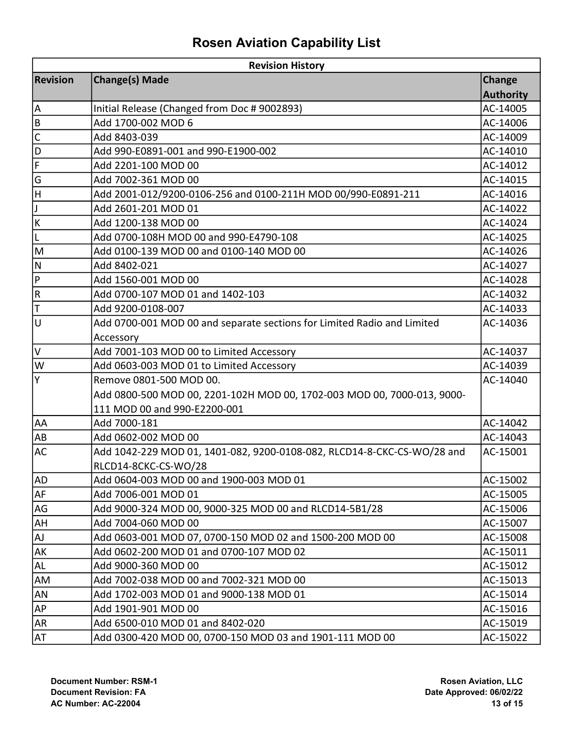# Rosen Aviation Capability List

| Revision History | | |
|---|---|---|
| **Revision** | **Change(s) Made** | **Change Authority** |
| A | Initial Release (Changed from Doc # 9002893) | AC-14005 |
| B | Add 1700-002 MOD 6 | AC-14006 |
| C | Add 8403-039 | AC-14009 |
| D | Add 990-E0891-001 and 990-E1900-002 | AC-14010 |
| F | Add 2201-100 MOD 00 | AC-14012 |
| G | Add 7002-361 MOD 00 | AC-14015 |
| H | Add 2001-012/9200-0106-256 and 0100-211H MOD 00/990-E0891-211 | AC-14016 |
| J | Add 2601-201 MOD 01 | AC-14022 |
| K | Add 1200-138 MOD 00 | AC-14024 |
| L | Add 0700-108H MOD 00 and 990-E4790-108 | AC-14025 |
| M | Add 0100-139 MOD 00 and 0100-140 MOD 00 | AC-14026 |
| N | Add 8402-021 | AC-14027 |
| P | Add 1560-001 MOD 00 | AC-14028 |
| R | Add 0700-107 MOD 01 and 1402-103 | AC-14032 |
| T | Add 9200-0108-007 | AC-14033 |
| U | Add 0700-001 MOD 00 and separate sections for Limited Radio and Limited Accessory | AC-14036 |
| V | Add 7001-103 MOD 00 to Limited Accessory | AC-14037 |
| W | Add 0603-003 MOD 01 to Limited Accessory | AC-14039 |
| Y | Remove 0801-500 MOD 00.<br>Add 0800-500 MOD 00, 2201-102H MOD 00, 1702-003 MOD 00, 7000-013, 9000-111 MOD 00 and 990-E2200-001 | AC-14040 |
| AA | Add 7000-181 | AC-14042 |
| AB | Add 0602-002 MOD 00 | AC-14043 |
| AC | Add 1042-229 MOD 01, 1401-082, 9200-0108-082, RLCD14-8-CKC-CS-WO/28 and RLCD14-8CKC-CS-WO/28 | AC-15001 |
| AD | Add 0604-003 MOD 00 and 1900-003 MOD 01 | AC-15002 |
| AF | Add 7006-001 MOD 01 | AC-15005 |
| AG | Add 9000-324 MOD 00, 9000-325 MOD 00 and RLCD14-5B1/28 | AC-15006 |
| AH | Add 7004-060 MOD 00 | AC-15007 |
| AJ | Add 0603-001 MOD 07, 0700-150 MOD 02 and 1500-200 MOD 00 | AC-15008 |
| AK | Add 0602-200 MOD 01 and 0700-107 MOD 02 | AC-15011 |
| AL | Add 9000-360 MOD 00 | AC-15012 |
| AM | Add 7002-038 MOD 00 and 7002-321 MOD 00 | AC-15013 |
| AN | Add 1702-003 MOD 01 and 9000-138 MOD 01 | AC-15014 |
| AP | Add 1901-901 MOD 00 | AC-15016 |
| AR | Add 6500-010 MOD 01 and 8402-020 | AC-15019 |
| AT | Add 0300-420 MOD 00, 0700-150 MOD 03 and 1901-111 MOD 00 | AC-15022 |

**Document Number: RSM-1**
**Document Revision: FA**
**AC Number: AC-22004**

**Rosen Aviation, LLC**
**Date Approved: 06/02/22**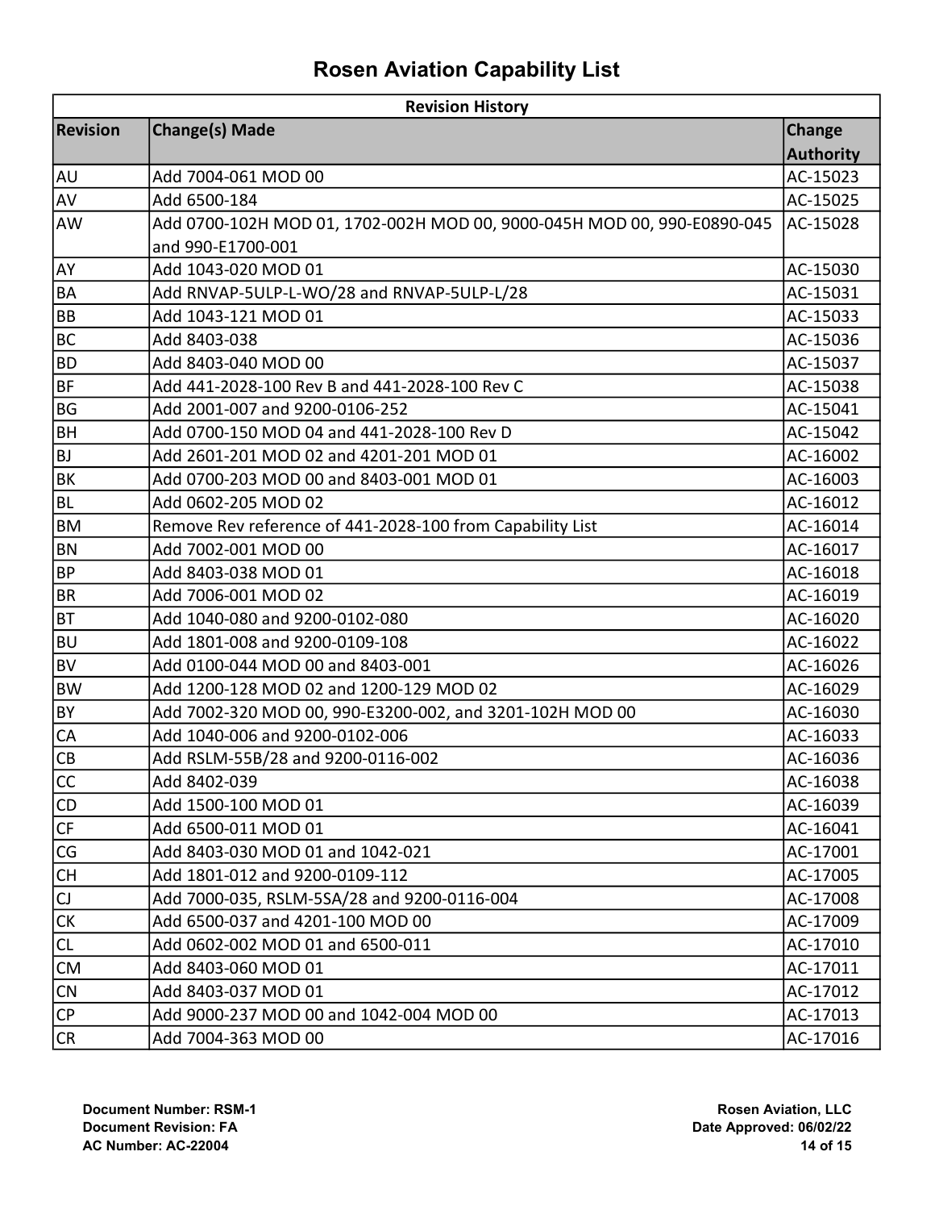# Rosen Aviation Capability List

| Revision History | | |
|---|---|---|
| **Revision** | **Change(s) Made** | **Change Authority** |
| AU | Add 7004-061 MOD 00 | AC-15023 |
| AV | Add 6500-184 | AC-15025 |
| AW | Add 0700-102H MOD 01, 1702-002H MOD 00, 9000-045H MOD 00, 990-E0890-045 and 990-E1700-001 | AC-15028 |
| AY | Add 1043-020 MOD 01 | AC-15030 |
| BA | Add RNVAP-5ULP-L-WO/28 and RNVAP-5ULP-L/28 | AC-15031 |
| BB | Add 1043-121 MOD 01 | AC-15033 |
| BC | Add 8403-038 | AC-15036 |
| BD | Add 8403-040 MOD 00 | AC-15037 |
| BF | Add 441-2028-100 Rev B and 441-2028-100 Rev C | AC-15038 |
| BG | Add 2001-007 and 9200-0106-252 | AC-15041 |
| BH | Add 0700-150 MOD 04 and 441-2028-100 Rev D | AC-15042 |
| BJ | Add 2601-201 MOD 02 and 4201-201 MOD 01 | AC-16002 |
| BK | Add 0700-203 MOD 00 and 8403-001 MOD 01 | AC-16003 |
| BL | Add 0602-205 MOD 02 | AC-16012 |
| BM | Remove Rev reference of 441-2028-100 from Capability List | AC-16014 |
| BN | Add 7002-001 MOD 00 | AC-16017 |
| BP | Add 8403-038 MOD 01 | AC-16018 |
| BR | Add 7006-001 MOD 02 | AC-16019 |
| BT | Add 1040-080 and 9200-0102-080 | AC-16020 |
| BU | Add 1801-008 and 9200-0109-108 | AC-16022 |
| BV | Add 0100-044 MOD 00 and 8403-001 | AC-16026 |
| BW | Add 1200-128 MOD 02 and 1200-129 MOD 02 | AC-16029 |
| BY | Add 7002-320 MOD 00, 990-E3200-002, and 3201-102H MOD 00 | AC-16030 |
| CA | Add 1040-006 and 9200-0102-006 | AC-16033 |
| CB | Add RSLM-55B/28 and 9200-0116-002 | AC-16036 |
| CC | Add 8402-039 | AC-16038 |
| CD | Add 1500-100 MOD 01 | AC-16039 |
| CF | Add 6500-011 MOD 01 | AC-16041 |
| CG | Add 8403-030 MOD 01 and 1042-021 | AC-17001 |
| CH | Add 1801-012 and 9200-0109-112 | AC-17005 |
| CJ | Add 7000-035, RSLM-5SA/28 and 9200-0116-004 | AC-17008 |
| CK | Add 6500-037 and 4201-100 MOD 00 | AC-17009 |
| CL | Add 0602-002 MOD 01 and 6500-011 | AC-17010 |
| CM | Add 8403-060 MOD 01 | AC-17011 |
| CN | Add 8403-037 MOD 01 | AC-17012 |
| CP | Add 9000-237 MOD 00 and 1042-004 MOD 00 | AC-17013 |
| CR | Add 7004-363 MOD 00 | AC-17016 |

**Document Number: RSM-1**
**Document Revision: FA**
**AC Number: AC-22004**

**Rosen Aviation, LLC**
**Date Approved: 06/02/22**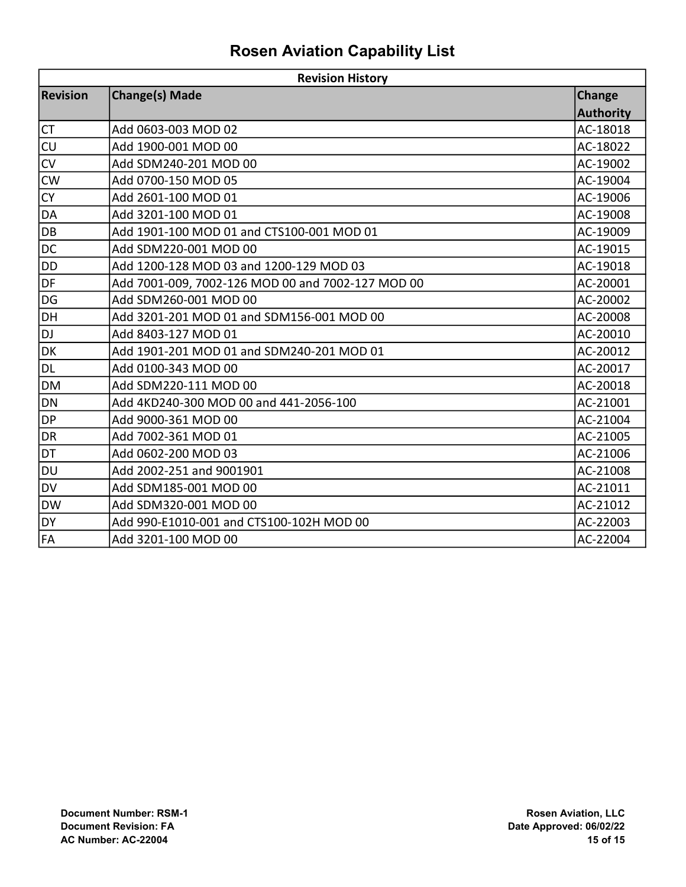# Rosen Aviation Capability List

| Revision History | | |
|---|---|---|
| **Revision** | **Change(s) Made** | **Change Authority** |
| CT | Add 0603-003 MOD 02 | AC-18018 |
| CU | Add 1900-001 MOD 00 | AC-18022 |
| CV | Add SDM240-201 MOD 00 | AC-19002 |
| CW | Add 0700-150 MOD 05 | AC-19004 |
| CY | Add 2601-100 MOD 01 | AC-19006 |
| DA | Add 3201-100 MOD 01 | AC-19008 |
| DB | Add 1901-100 MOD 01 and CTS100-001 MOD 01 | AC-19009 |
| DC | Add SDM220-001 MOD 00 | AC-19015 |
| DD | Add 1200-128 MOD 03 and 1200-129 MOD 03 | AC-19018 |
| DF | Add 7001-009, 7002-126 MOD 00 and 7002-127 MOD 00 | AC-20001 |
| DG | Add SDM260-001 MOD 00 | AC-20002 |
| DH | Add 3201-201 MOD 01 and SDM156-001 MOD 00 | AC-20008 |
| DJ | Add 8403-127 MOD 01 | AC-20010 |
| DK | Add 1901-201 MOD 01 and SDM240-201 MOD 01 | AC-20012 |
| DL | Add 0100-343 MOD 00 | AC-20017 |
| DM | Add SDM220-111 MOD 00 | AC-20018 |
| DN | Add 4KD240-300 MOD 00 and 441-2056-100 | AC-21001 |
| DP | Add 9000-361 MOD 00 | AC-21004 |
| DR | Add 7002-361 MOD 01 | AC-21005 |
| DT | Add 0602-200 MOD 03 | AC-21006 |
| DU | Add 2002-251 and 9001901 | AC-21008 |
| DV | Add SDM185-001 MOD 00 | AC-21011 |
| DW | Add SDM320-001 MOD 00 | AC-21012 |
| DY | Add 990-E1010-001 and CTS100-102H MOD 00 | AC-22003 |
| FA | Add 3201-100 MOD 00 | AC-22004 |

**Document Number: RSM-1**
**Document Revision: FA**
**AC Number: AC-22004**

**Rosen Aviation, LLC**
**Date Approved: 06/02/22**